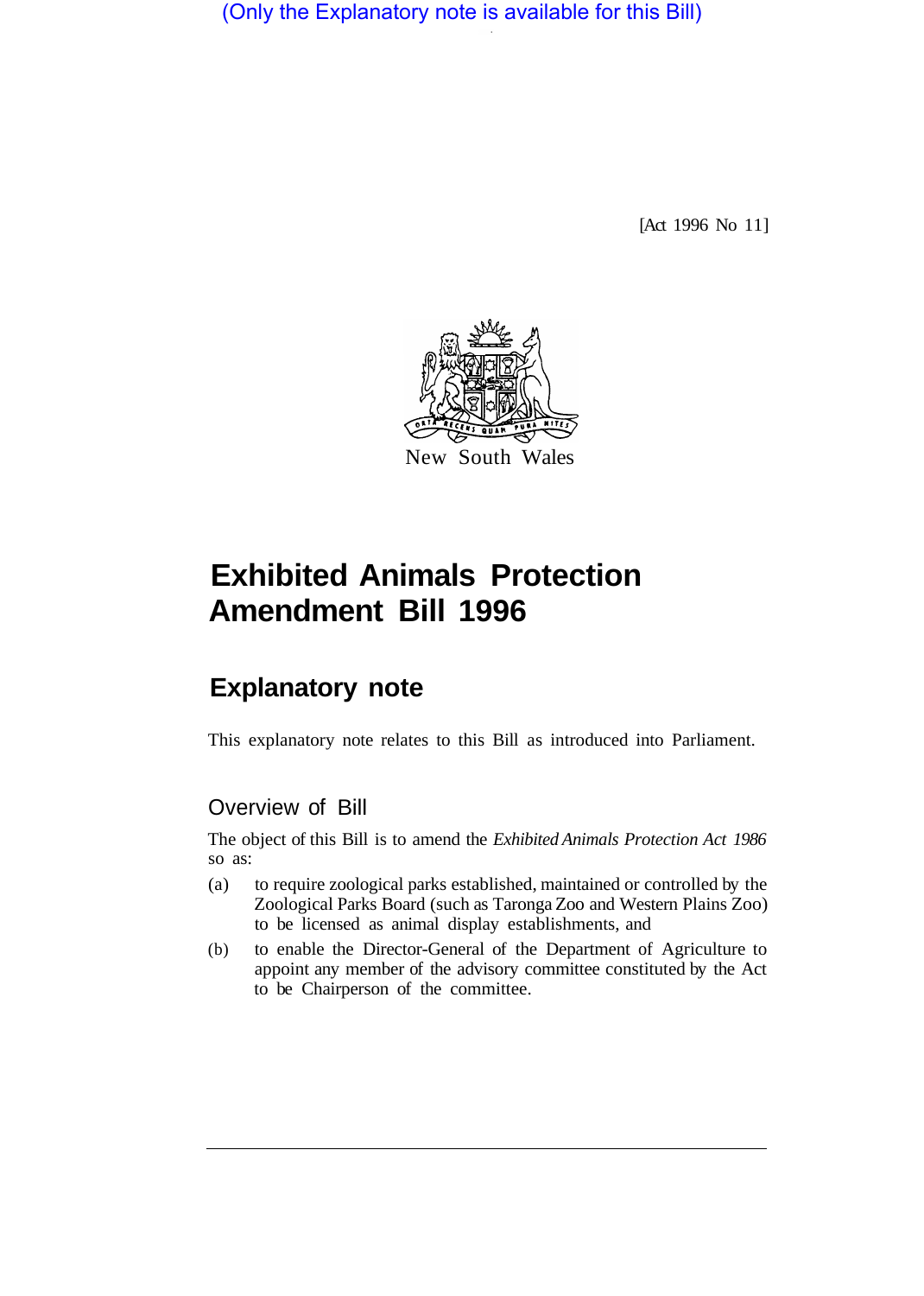(Only the Explanatory note is available for this Bill)

[Act 1996 No 11]

New South Wales

# Exhibited Animals Protection Amendment Bill 1996

## Explanatory note

This explanatory note relates to this Bill as introduced into Parliament.

### Overview of Bill

The object of this Bill is to amend the *Exhibited Animals Protection Act 1986* so as:

(a) to require zoological parks established, maintained or controlled by the Zoological Parks Board (such as Taronga Zoo and Western Plains Zoo) to be licensed as animal display establishments, and

(b) to enable the Director-General of the Department of Agriculture to appoint any member of the advisory committee constituted by the Act to be Chairperson of the committee.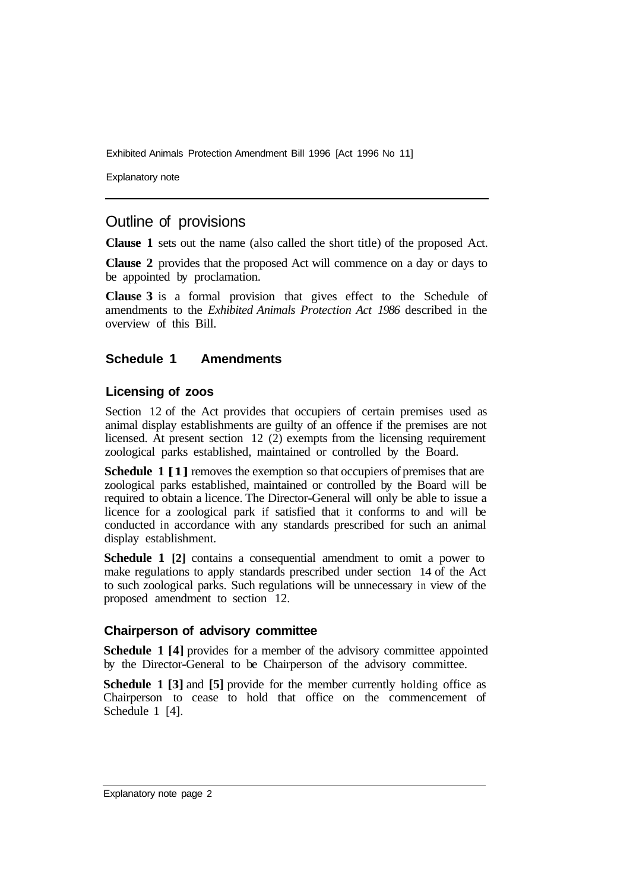## Outline of provisions

**Clause 1** sets out the name (also called the short title) of the proposed Act.

**Clause 2** provides that the proposed Act will commence on a day or days to be appointed by proclamation.

**Clause 3** is a formal provision that gives effect to the Schedule of amendments to the *Exhibited Animals Protection Act 1986* described in the overview of this Bill.

### Schedule 1 Amendments

#### Licensing of zoos

Section 12 of the Act provides that occupiers of certain premises used as animal display establishments are guilty of an offence if the premises are not licensed. At present section 12 (2) exempts from the licensing requirement zoological parks established, maintained or controlled by the Board.

**Schedule 1 [1]** removes the exemption so that occupiers of premises that are zoological parks established, maintained or controlled by the Board will be required to obtain a licence. The Director-General will only be able to issue a licence for a zoological park if satisfied that it conforms to and will be conducted in accordance with any standards prescribed for such an animal display establishment.

**Schedule 1 [2]** contains a consequential amendment to omit a power to make regulations to apply standards prescribed under section 14 of the Act to such zoological parks. Such regulations will be unnecessary in view of the proposed amendment to section 12.

#### Chairperson of advisory committee

**Schedule 1 [4]** provides for a member of the advisory committee appointed by the Director-General to be Chairperson of the advisory committee.

**Schedule 1 [3]** and **[5]** provide for the member currently holding office as Chairperson to cease to hold that office on the commencement of Schedule 1 [4].